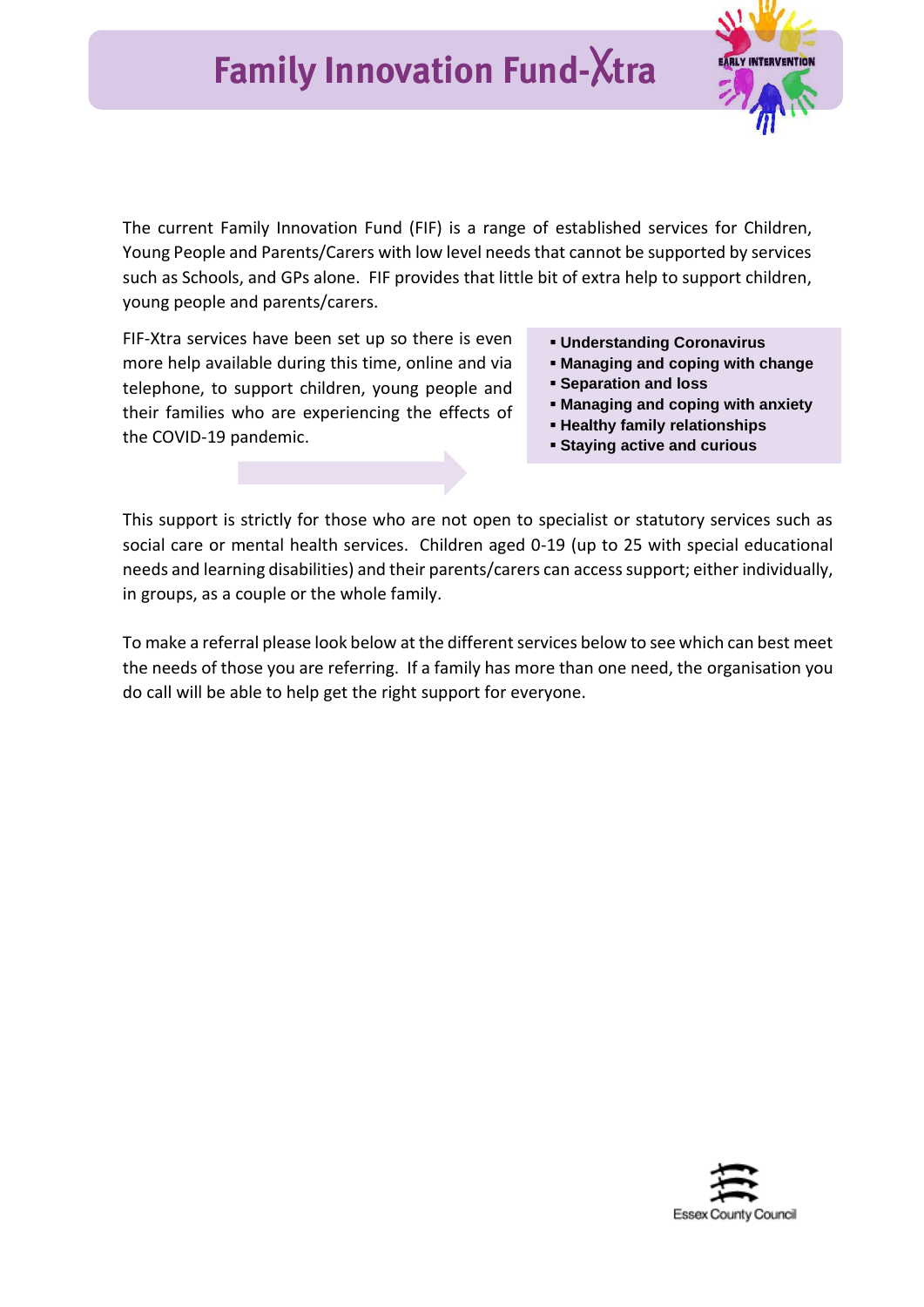# Family Innovation Fund-Xtra

The current Family Innovation Fund (FIF) is a range of established services for Children, Young People and Parents/Carers with low level needs that cannot be supported by services such as Schools, and GPs alone. FIF provides that little bit of extra help to support children, young people and parents/carers.

FIF-Xtra services have been set up so there is even more help available during this time, online and via telephone, to support children, young people and their families who are experiencing the effects of the COVID-19 pandemic.

- **Understanding Coronavirus**
- **Managing and coping with change**
- **Separation and loss**
- **Managing and coping with anxiety**
- **Healthy family relationships**
- **Staying active and curious**

This support is strictly for those who are not open to specialist or statutory services such as social care or mental health services. Children aged 0-19 (up to 25 with special educational needs and learning disabilities) and their parents/carers can access support; either individually, in groups, as a couple or the whole family.

To make a referral please look below at the different services below to see which can best meet the needs of those you are referring. If a family has more than one need, the organisation you do call will be able to help get the right support for everyone.

Essex County Council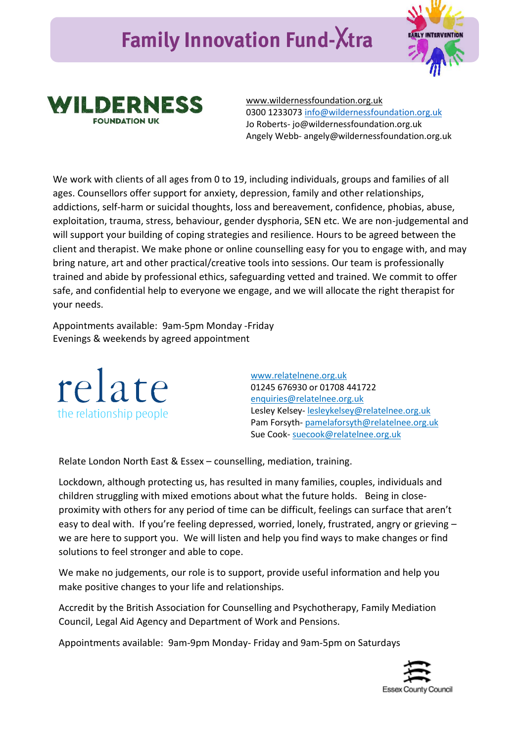# Family Innovation Fund-Xtra

EARLY INTERVENTION

WILDERNESS FOUNDATION UK

www.wildernessfoundation.org.uk
0300 1233073 info@wildernessfoundation.org.uk
Jo Roberts- jo@wildernessfoundation.org.uk
Angely Webb- angely@wildernessfoundation.org.uk

We work with clients of all ages from 0 to 19, including individuals, groups and families of all ages. Counsellors offer support for anxiety, depression, family and other relationships, addictions, self-harm or suicidal thoughts, loss and bereavement, confidence, phobias, abuse, exploitation, trauma, stress, behaviour, gender dysphoria, SEN etc. We are non-judgemental and will support your building of coping strategies and resilience. Hours to be agreed between the client and therapist. We make phone or online counselling easy for you to engage with, and may bring nature, art and other practical/creative tools into sessions. Our team is professionally trained and abide by professional ethics, safeguarding vetted and trained. We commit to offer safe, and confidential help to everyone we engage, and we will allocate the right therapist for your needs.

Appointments available: 9am-5pm Monday -Friday
Evenings & weekends by agreed appointment

relate
the relationship people

www.relatelnene.org.uk
01245 676930 or 01708 441722
enquiries@relatelnee.org.uk
Lesley Kelsey- lesleykelsey@relatelnee.org.uk
Pam Forsyth- pamelaforsyth@relatelnee.org.uk
Sue Cook- suecook@relatelnee.org.uk

Relate London North East & Essex – counselling, mediation, training.

Lockdown, although protecting us, has resulted in many families, couples, individuals and children struggling with mixed emotions about what the future holds. Being in close-proximity with others for any period of time can be difficult, feelings can surface that aren't easy to deal with. If you're feeling depressed, worried, lonely, frustrated, angry or grieving – we are here to support you. We will listen and help you find ways to make changes or find solutions to feel stronger and able to cope.

We make no judgements, our role is to support, provide useful information and help you make positive changes to your life and relationships.

Accredit by the British Association for Counselling and Psychotherapy, Family Mediation Council, Legal Aid Agency and Department of Work and Pensions.

Appointments available: 9am-9pm Monday- Friday and 9am-5pm on Saturdays

Essex County Council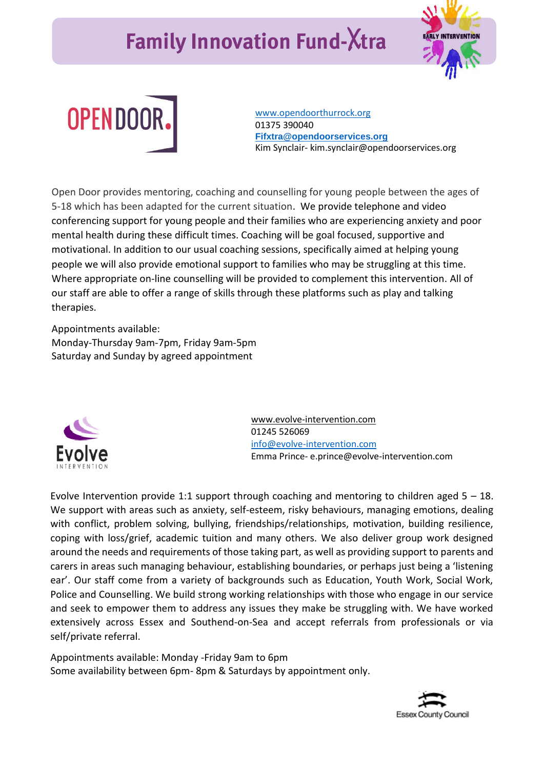# Family Innovation Fund-Xtra

## OPEN DOOR.

www.opendoorthurrock.org
01375 390040
**Fifxtra@opendoorservices.org**
Kim Synclair- kim.synclair@opendoorservices.org

Open Door provides mentoring, coaching and counselling for young people between the ages of 5-18 which has been adapted for the current situation. We provide telephone and video conferencing support for young people and their families who are experiencing anxiety and poor mental health during these difficult times. Coaching will be goal focused, supportive and motivational. In addition to our usual coaching sessions, specifically aimed at helping young people we will also provide emotional support to families who may be struggling at this time. Where appropriate on-line counselling will be provided to complement this intervention. All of our staff are able to offer a range of skills through these platforms such as play and talking therapies.

Appointments available:
Monday-Thursday 9am-7pm, Friday 9am-5pm
Saturday and Sunday by agreed appointment

## Evolve Intervention

www.evolve-intervention.com
01245 526069
info@evolve-intervention.com
Emma Prince- e.prince@evolve-intervention.com

Evolve Intervention provide 1:1 support through coaching and mentoring to children aged 5 – 18. We support with areas such as anxiety, self-esteem, risky behaviours, managing emotions, dealing with conflict, problem solving, bullying, friendships/relationships, motivation, building resilience, coping with loss/grief, academic tuition and many others. We also deliver group work designed around the needs and requirements of those taking part, as well as providing support to parents and carers in areas such managing behaviour, establishing boundaries, or perhaps just being a 'listening ear'. Our staff come from a variety of backgrounds such as Education, Youth Work, Social Work, Police and Counselling. We build strong working relationships with those who engage in our service and seek to empower them to address any issues they make be struggling with. We have worked extensively across Essex and Southend-on-Sea and accept referrals from professionals or via self/private referral.

Appointments available: Monday -Friday 9am to 6pm
Some availability between 6pm- 8pm & Saturdays by appointment only.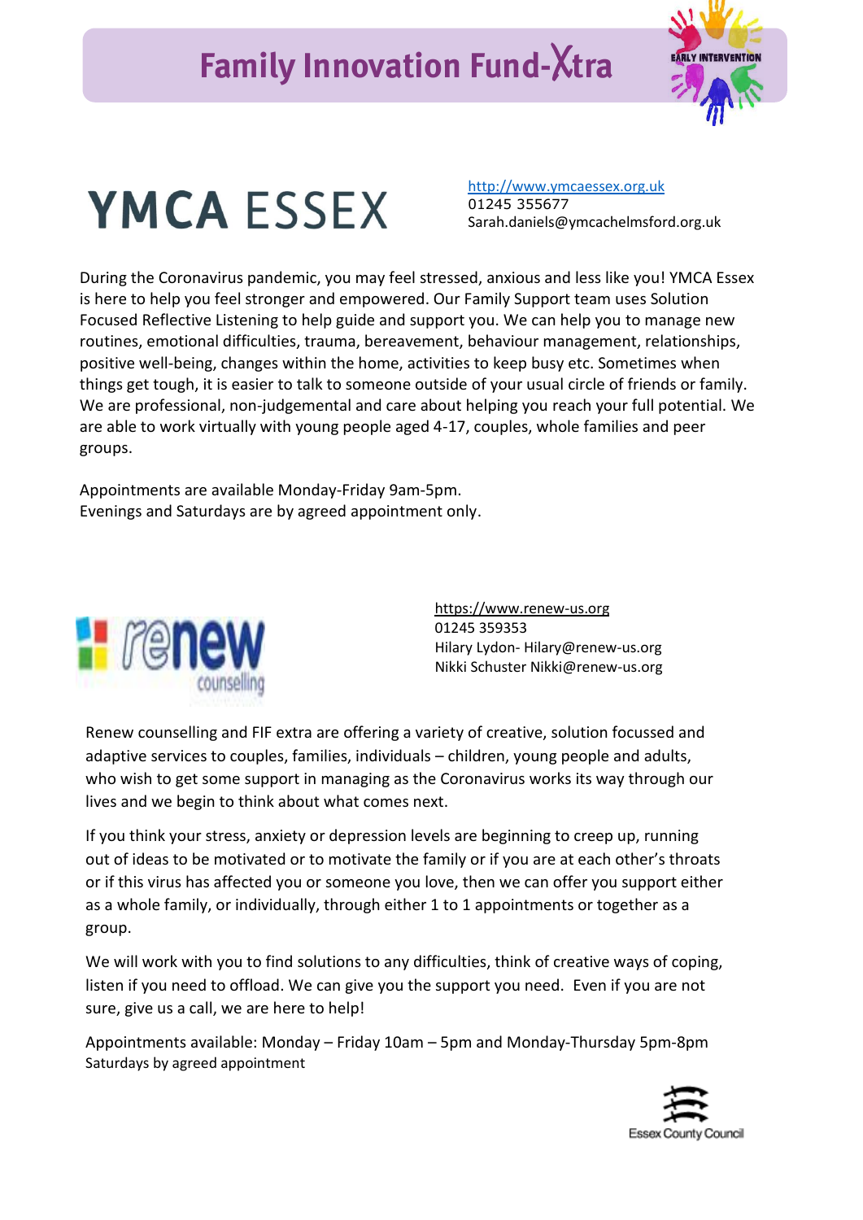# Family Innovation Fund-Xtra

EARLY INTERVENTION

## YMCA ESSEX

http://www.ymcaessex.org.uk
01245 355677
Sarah.daniels@ymcachelmsford.org.uk

During the Coronavirus pandemic, you may feel stressed, anxious and less like you! YMCA Essex is here to help you feel stronger and empowered. Our Family Support team uses Solution Focused Reflective Listening to help guide and support you. We can help you to manage new routines, emotional difficulties, trauma, bereavement, behaviour management, relationships, positive well-being, changes within the home, activities to keep busy etc. Sometimes when things get tough, it is easier to talk to someone outside of your usual circle of friends or family. We are professional, non-judgemental and care about helping you reach your full potential. We are able to work virtually with young people aged 4-17, couples, whole families and peer groups.

Appointments are available Monday-Friday 9am-5pm.
Evenings and Saturdays are by agreed appointment only.

## renew counselling

https://www.renew-us.org
01245 359353
Hilary Lydon- Hilary@renew-us.org
Nikki Schuster Nikki@renew-us.org

Renew counselling and FIF extra are offering a variety of creative, solution focussed and adaptive services to couples, families, individuals – children, young people and adults, who wish to get some support in managing as the Coronavirus works its way through our lives and we begin to think about what comes next.

If you think your stress, anxiety or depression levels are beginning to creep up, running out of ideas to be motivated or to motivate the family or if you are at each other's throats or if this virus has affected you or someone you love, then we can offer you support either as a whole family, or individually, through either 1 to 1 appointments or together as a group.

We will work with you to find solutions to any difficulties, think of creative ways of coping, listen if you need to offload. We can give you the support you need. Even if you are not sure, give us a call, we are here to help!

Appointments available: Monday – Friday 10am – 5pm and Monday-Thursday 5pm-8pm
Saturdays by agreed appointment

Essex County Council